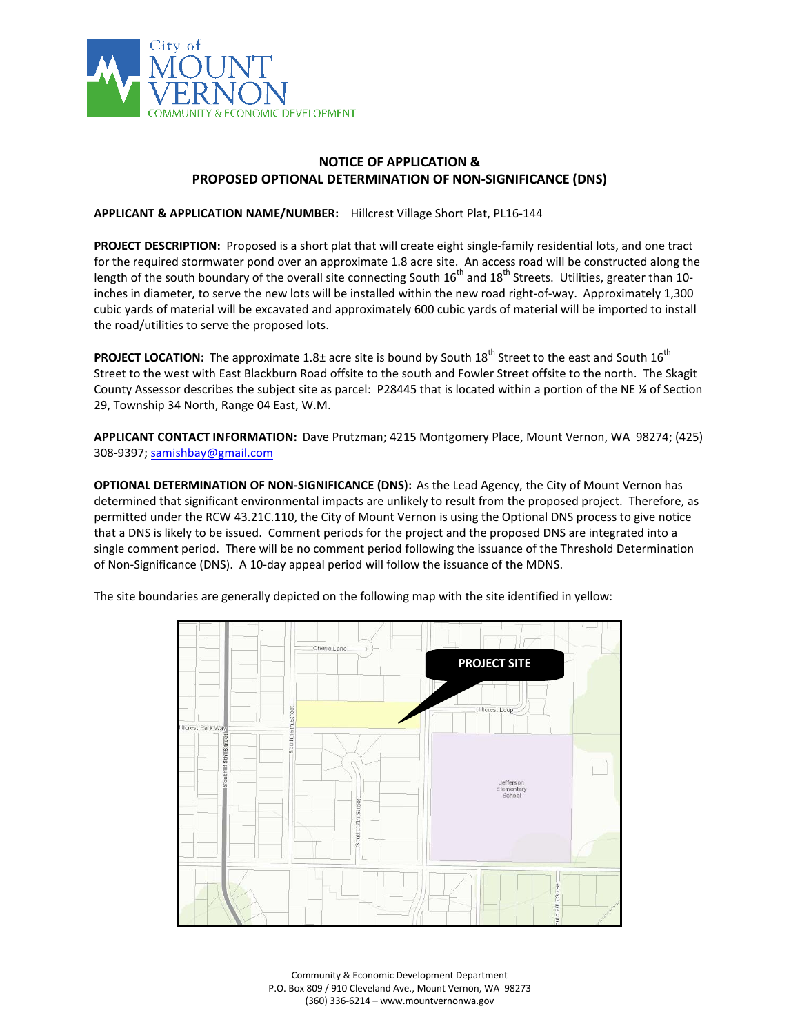City of MOUNT VERNON
COMMUNITY & ECONOMIC DEVELOPMENT

## NOTICE OF APPLICATION & PROPOSED OPTIONAL DETERMINATION OF NON-SIGNIFICANCE (DNS)

**APPLICANT & APPLICATION NAME/NUMBER:** Hillcrest Village Short Plat, PL16-144

**PROJECT DESCRIPTION:** Proposed is a short plat that will create eight single-family residential lots, and one tract for the required stormwater pond over an approximate 1.8 acre site. An access road will be constructed along the length of the south boundary of the overall site connecting South 16th and 18th Streets. Utilities, greater than 10-inches in diameter, to serve the new lots will be installed within the new road right-of-way. Approximately 1,300 cubic yards of material will be excavated and approximately 600 cubic yards of material will be imported to install the road/utilities to serve the proposed lots.

**PROJECT LOCATION:** The approximate 1.8± acre site is bound by South 18th Street to the east and South 16th Street to the west with East Blackburn Road offsite to the south and Fowler Street offsite to the north. The Skagit County Assessor describes the subject site as parcel: P28445 that is located within a portion of the NE ¼ of Section 29, Township 34 North, Range 04 East, W.M.

**APPLICANT CONTACT INFORMATION:** Dave Prutzman; 4215 Montgomery Place, Mount Vernon, WA 98274; (425) 308-9397; samishbay@gmail.com

**OPTIONAL DETERMINATION OF NON-SIGNIFICANCE (DNS):** As the Lead Agency, the City of Mount Vernon has determined that significant environmental impacts are unlikely to result from the proposed project. Therefore, as permitted under the RCW 43.21C.110, the City of Mount Vernon is using the Optional DNS process to give notice that a DNS is likely to be issued. Comment periods for the project and the proposed DNS are integrated into a single comment period. There will be no comment period following the issuance of the Threshold Determination of Non-Significance (DNS). A 10-day appeal period will follow the issuance of the MDNS.

The site boundaries are generally depicted on the following map with the site identified in yellow:

PROJECT SITE
Chene Lane
Hillcrest Loop
Hillcrest Park Way
South 16th Street
South 15th Street
South 17th Street
Jefferson Elementary School
South 20th Street

Community & Economic Development Department
P.O. Box 809 / 910 Cleveland Ave., Mount Vernon, WA 98273
(360) 336-6214 – www.mountvernonwa.gov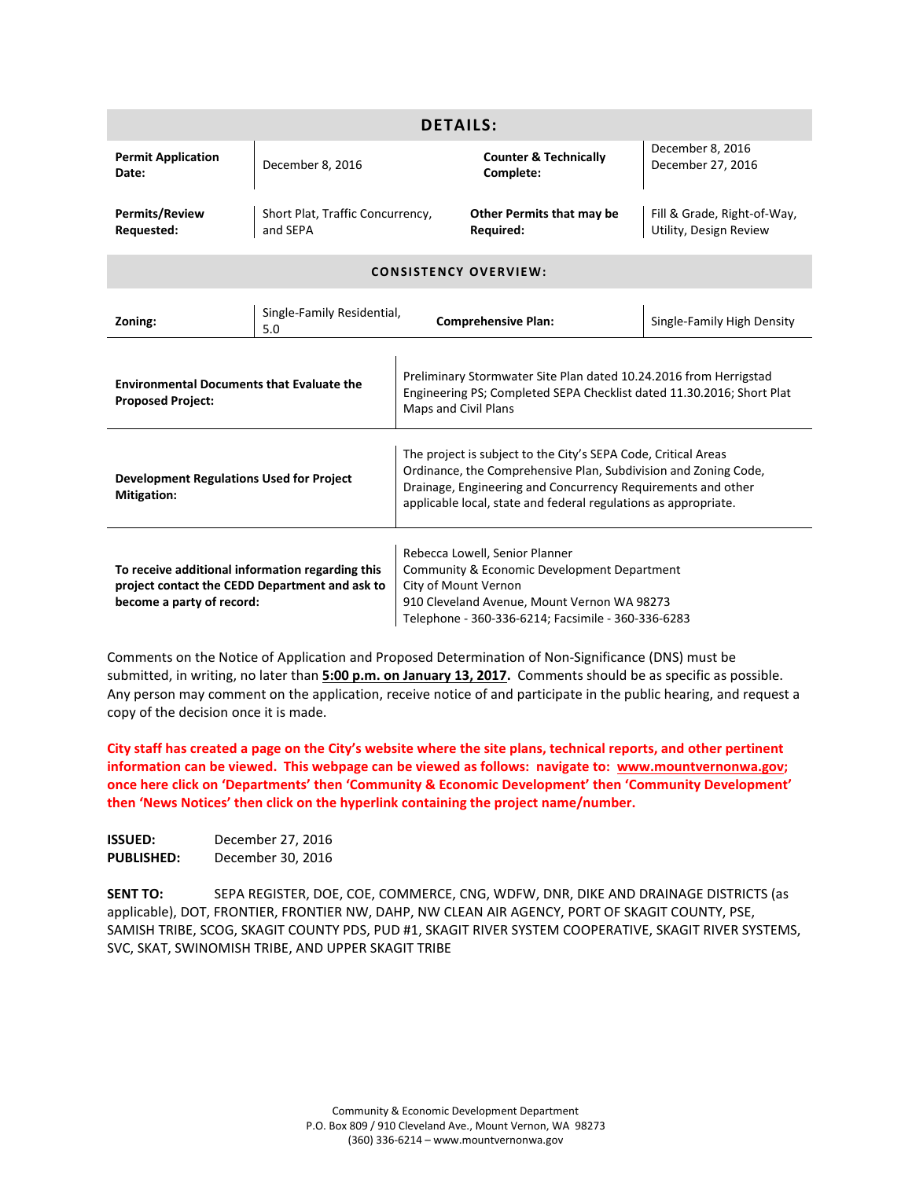## DETAILS:

| | | | |
|---|---|---|---|
| **Permit Application Date:** | December 8, 2016 | **Counter & Technically Complete:** | December 8, 2016<br>December 27, 2016 |
| **Permits/Review Requested:** | Short Plat, Traffic Concurrency, and SEPA | **Other Permits that may be Required:** | Fill & Grade, Right-of-Way, Utility, Design Review |

### CONSISTENCY OVERVIEW:

| | | | |
|---|---|---|---|
| **Zoning:** | Single-Family Residential, 5.0 | **Comprehensive Plan:** | Single-Family High Density |

| | |
|---|---|
| **Environmental Documents that Evaluate the Proposed Project:** | Preliminary Stormwater Site Plan dated 10.24.2016 from Herrigstad Engineering PS; Completed SEPA Checklist dated 11.30.2016; Short Plat Maps and Civil Plans |
| **Development Regulations Used for Project Mitigation:** | The project is subject to the City's SEPA Code, Critical Areas Ordinance, the Comprehensive Plan, Subdivision and Zoning Code, Drainage, Engineering and Concurrency Requirements and other applicable local, state and federal regulations as appropriate. |
| **To receive additional information regarding this project contact the CEDD Department and ask to become a party of record:** | Rebecca Lowell, Senior Planner<br>Community & Economic Development Department<br>City of Mount Vernon<br>910 Cleveland Avenue, Mount Vernon WA 98273<br>Telephone - 360-336-6214; Facsimile - 360-336-6283 |

Comments on the Notice of Application and Proposed Determination of Non-Significance (DNS) must be submitted, in writing, no later than **5:00 p.m. on January 13, 2017.** Comments should be as specific as possible. Any person may comment on the application, receive notice of and participate in the public hearing, and request a copy of the decision once it is made.

**City staff has created a page on the City's website where the site plans, technical reports, and other pertinent information can be viewed. This webpage can be viewed as follows: navigate to: www.mountvernonwa.gov; once here click on 'Departments' then 'Community & Economic Development' then 'Community Development' then 'News Notices' then click on the hyperlink containing the project name/number.**

**ISSUED:** December 27, 2016
**PUBLISHED:** December 30, 2016

**SENT TO:** SEPA REGISTER, DOE, COE, COMMERCE, CNG, WDFW, DNR, DIKE AND DRAINAGE DISTRICTS (as applicable), DOT, FRONTIER, FRONTIER NW, DAHP, NW CLEAN AIR AGENCY, PORT OF SKAGIT COUNTY, PSE, SAMISH TRIBE, SCOG, SKAGIT COUNTY PDS, PUD #1, SKAGIT RIVER SYSTEM COOPERATIVE, SKAGIT RIVER SYSTEMS, SVC, SKAT, SWINOMISH TRIBE, AND UPPER SKAGIT TRIBE